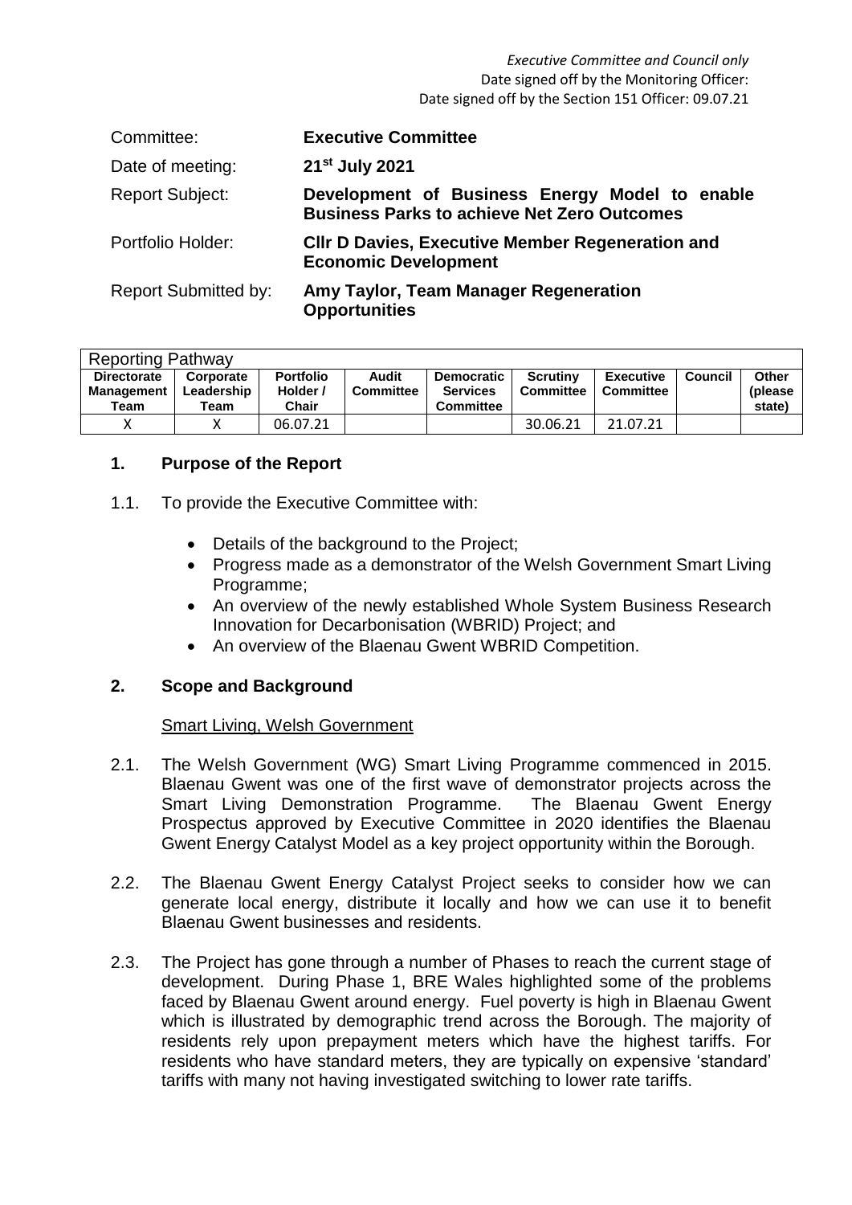*Executive Committee and Council only*
Date signed off by the Monitoring Officer:
Date signed off by the Section 151 Officer: 09.07.21

| | |
|---|---|
| Committee: | **Executive Committee** |
| Date of meeting: | **21st July 2021** |
| Report Subject: | **Development of Business Energy Model to enable Business Parks to achieve Net Zero Outcomes** |
| Portfolio Holder: | **Cllr D Davies, Executive Member Regeneration and Economic Development** |
| Report Submitted by: | **Amy Taylor, Team Manager Regeneration Opportunities** |

| Reporting Pathway | | | | | | | | |
|---|---|---|---|---|---|---|---|---|
| **Directorate Management Team** | **Corporate Leadership Team** | **Portfolio Holder / Chair** | **Audit Committee** | **Democratic Services Committee** | **Scrutiny Committee** | **Executive Committee** | **Council** | **Other (please state)** |
| X | X | 06.07.21 | | | 30.06.21 | 21.07.21 | | |

## 1. Purpose of the Report

1.1. To provide the Executive Committee with:

- Details of the background to the Project;
- Progress made as a demonstrator of the Welsh Government Smart Living Programme;
- An overview of the newly established Whole System Business Research Innovation for Decarbonisation (WBRID) Project; and
- An overview of the Blaenau Gwent WBRID Competition.

## 2. Scope and Background

Smart Living, Welsh Government

2.1. The Welsh Government (WG) Smart Living Programme commenced in 2015. Blaenau Gwent was one of the first wave of demonstrator projects across the Smart Living Demonstration Programme. The Blaenau Gwent Energy Prospectus approved by Executive Committee in 2020 identifies the Blaenau Gwent Energy Catalyst Model as a key project opportunity within the Borough.

2.2. The Blaenau Gwent Energy Catalyst Project seeks to consider how we can generate local energy, distribute it locally and how we can use it to benefit Blaenau Gwent businesses and residents.

2.3. The Project has gone through a number of Phases to reach the current stage of development. During Phase 1, BRE Wales highlighted some of the problems faced by Blaenau Gwent around energy. Fuel poverty is high in Blaenau Gwent which is illustrated by demographic trend across the Borough. The majority of residents rely upon prepayment meters which have the highest tariffs. For residents who have standard meters, they are typically on expensive 'standard' tariffs with many not having investigated switching to lower rate tariffs.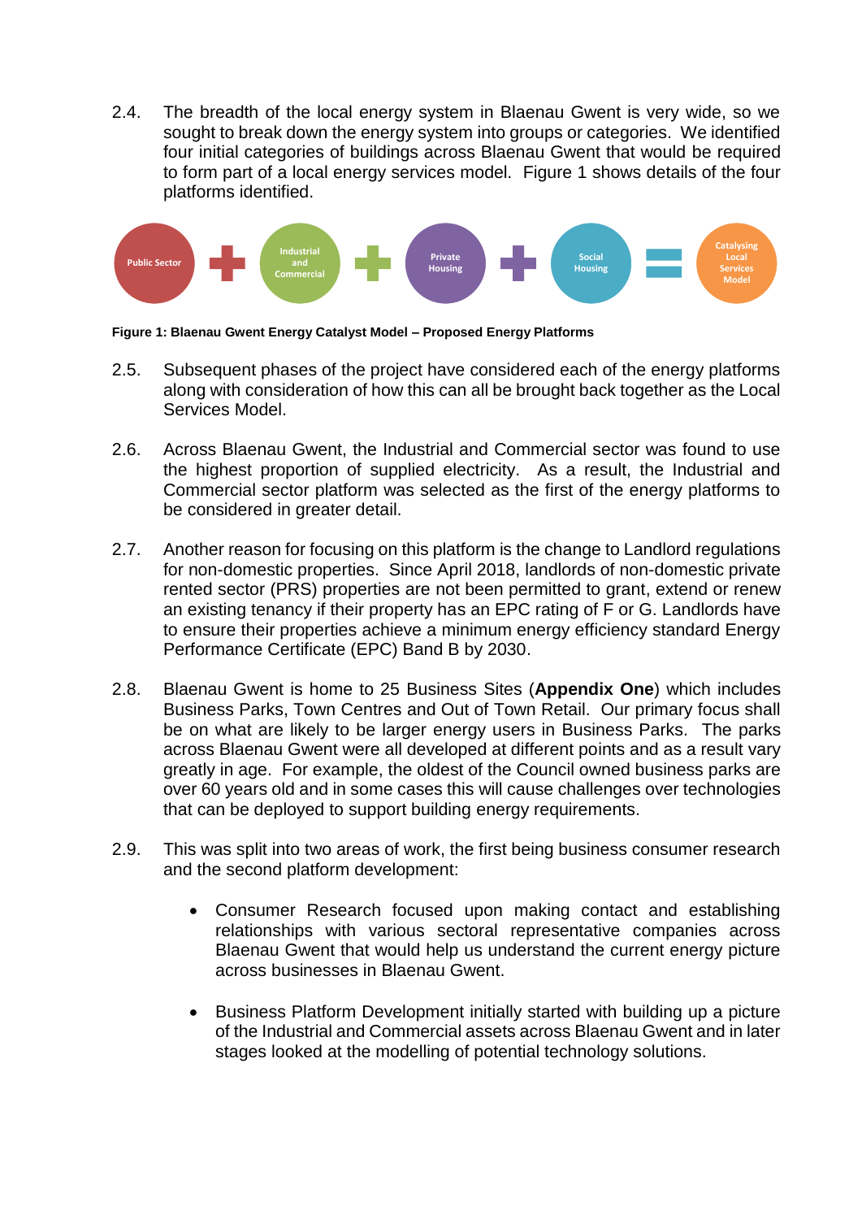2.4. The breadth of the local energy system in Blaenau Gwent is very wide, so we sought to break down the energy system into groups or categories. We identified four initial categories of buildings across Blaenau Gwent that would be required to form part of a local energy services model. Figure 1 shows details of the four platforms identified.

Public Sector + Industrial and Commercial + Private Housing + Social Housing = Catalysing Local Services Model

**Figure 1: Blaenau Gwent Energy Catalyst Model – Proposed Energy Platforms**

2.5. Subsequent phases of the project have considered each of the energy platforms along with consideration of how this can all be brought back together as the Local Services Model.

2.6. Across Blaenau Gwent, the Industrial and Commercial sector was found to use the highest proportion of supplied electricity. As a result, the Industrial and Commercial sector platform was selected as the first of the energy platforms to be considered in greater detail.

2.7. Another reason for focusing on this platform is the change to Landlord regulations for non-domestic properties. Since April 2018, landlords of non-domestic private rented sector (PRS) properties are not been permitted to grant, extend or renew an existing tenancy if their property has an EPC rating of F or G. Landlords have to ensure their properties achieve a minimum energy efficiency standard Energy Performance Certificate (EPC) Band B by 2030.

2.8. Blaenau Gwent is home to 25 Business Sites (**Appendix One**) which includes Business Parks, Town Centres and Out of Town Retail. Our primary focus shall be on what are likely to be larger energy users in Business Parks. The parks across Blaenau Gwent were all developed at different points and as a result vary greatly in age. For example, the oldest of the Council owned business parks are over 60 years old and in some cases this will cause challenges over technologies that can be deployed to support building energy requirements.

2.9. This was split into two areas of work, the first being business consumer research and the second platform development:

- Consumer Research focused upon making contact and establishing relationships with various sectoral representative companies across Blaenau Gwent that would help us understand the current energy picture across businesses in Blaenau Gwent.

- Business Platform Development initially started with building up a picture of the Industrial and Commercial assets across Blaenau Gwent and in later stages looked at the modelling of potential technology solutions.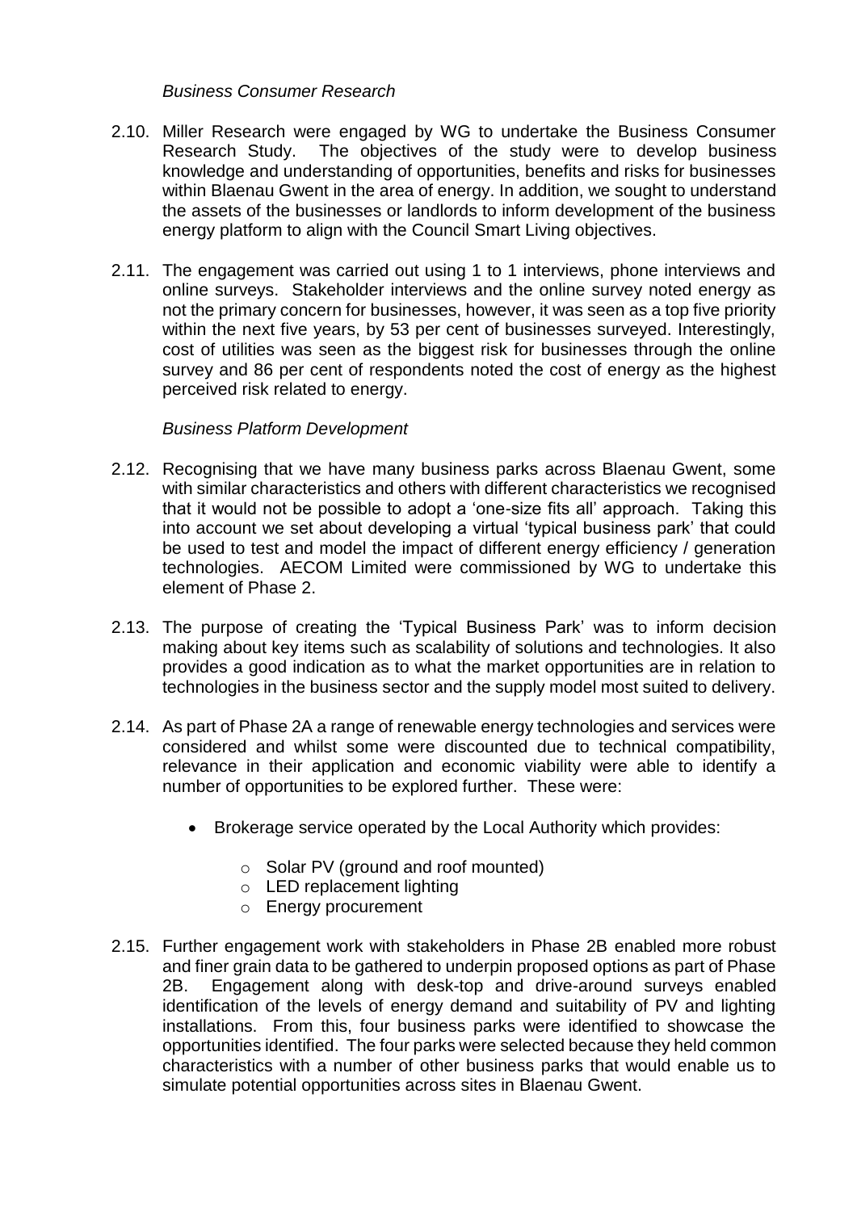*Business Consumer Research*

2.10. Miller Research were engaged by WG to undertake the Business Consumer Research Study. The objectives of the study were to develop business knowledge and understanding of opportunities, benefits and risks for businesses within Blaenau Gwent in the area of energy. In addition, we sought to understand the assets of the businesses or landlords to inform development of the business energy platform to align with the Council Smart Living objectives.

2.11. The engagement was carried out using 1 to 1 interviews, phone interviews and online surveys. Stakeholder interviews and the online survey noted energy as not the primary concern for businesses, however, it was seen as a top five priority within the next five years, by 53 per cent of businesses surveyed. Interestingly, cost of utilities was seen as the biggest risk for businesses through the online survey and 86 per cent of respondents noted the cost of energy as the highest perceived risk related to energy.

*Business Platform Development*

2.12. Recognising that we have many business parks across Blaenau Gwent, some with similar characteristics and others with different characteristics we recognised that it would not be possible to adopt a 'one-size fits all' approach. Taking this into account we set about developing a virtual 'typical business park' that could be used to test and model the impact of different energy efficiency / generation technologies. AECOM Limited were commissioned by WG to undertake this element of Phase 2.

2.13. The purpose of creating the 'Typical Business Park' was to inform decision making about key items such as scalability of solutions and technologies. It also provides a good indication as to what the market opportunities are in relation to technologies in the business sector and the supply model most suited to delivery.

2.14. As part of Phase 2A a range of renewable energy technologies and services were considered and whilst some were discounted due to technical compatibility, relevance in their application and economic viability were able to identify a number of opportunities to be explored further. These were:

- Brokerage service operated by the Local Authority which provides:
  - Solar PV (ground and roof mounted)
  - LED replacement lighting
  - Energy procurement

2.15. Further engagement work with stakeholders in Phase 2B enabled more robust and finer grain data to be gathered to underpin proposed options as part of Phase 2B. Engagement along with desk-top and drive-around surveys enabled identification of the levels of energy demand and suitability of PV and lighting installations. From this, four business parks were identified to showcase the opportunities identified. The four parks were selected because they held common characteristics with a number of other business parks that would enable us to simulate potential opportunities across sites in Blaenau Gwent.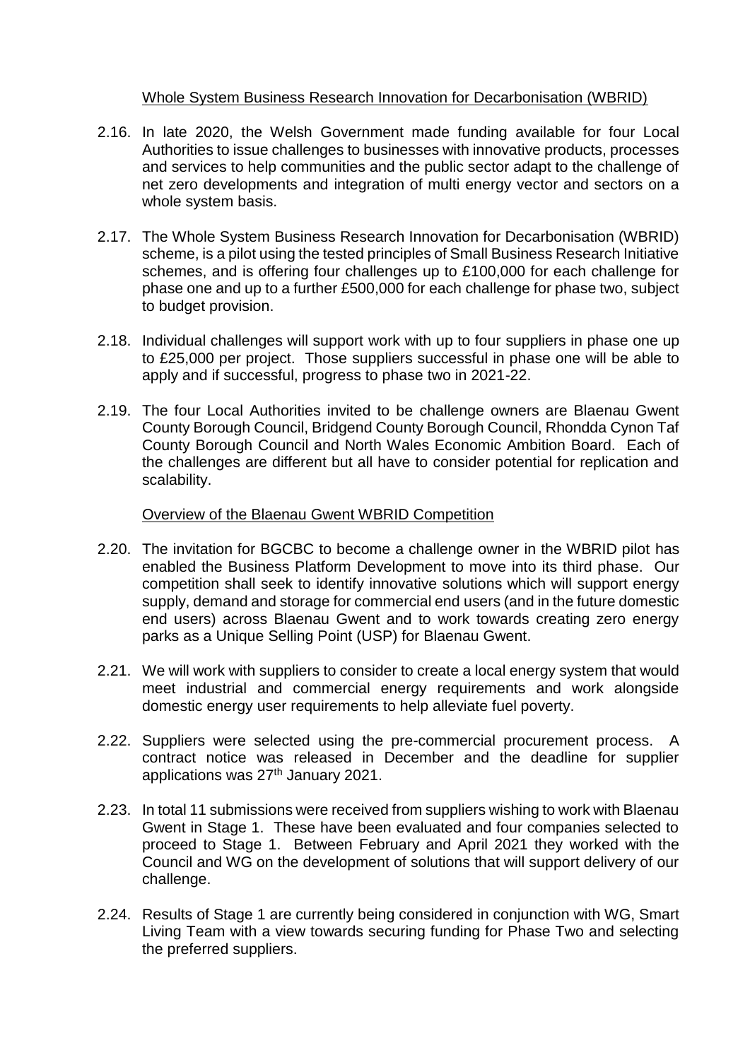<u>Whole System Business Research Innovation for Decarbonisation (WBRID)</u>

2.16. In late 2020, the Welsh Government made funding available for four Local Authorities to issue challenges to businesses with innovative products, processes and services to help communities and the public sector adapt to the challenge of net zero developments and integration of multi energy vector and sectors on a whole system basis.

2.17. The Whole System Business Research Innovation for Decarbonisation (WBRID) scheme, is a pilot using the tested principles of Small Business Research Initiative schemes, and is offering four challenges up to £100,000 for each challenge for phase one and up to a further £500,000 for each challenge for phase two, subject to budget provision.

2.18. Individual challenges will support work with up to four suppliers in phase one up to £25,000 per project. Those suppliers successful in phase one will be able to apply and if successful, progress to phase two in 2021-22.

2.19. The four Local Authorities invited to be challenge owners are Blaenau Gwent County Borough Council, Bridgend County Borough Council, Rhondda Cynon Taf County Borough Council and North Wales Economic Ambition Board. Each of the challenges are different but all have to consider potential for replication and scalability.

<u>Overview of the Blaenau Gwent WBRID Competition</u>

2.20. The invitation for BGCBC to become a challenge owner in the WBRID pilot has enabled the Business Platform Development to move into its third phase. Our competition shall seek to identify innovative solutions which will support energy supply, demand and storage for commercial end users (and in the future domestic end users) across Blaenau Gwent and to work towards creating zero energy parks as a Unique Selling Point (USP) for Blaenau Gwent.

2.21. We will work with suppliers to consider to create a local energy system that would meet industrial and commercial energy requirements and work alongside domestic energy user requirements to help alleviate fuel poverty.

2.22. Suppliers were selected using the pre-commercial procurement process. A contract notice was released in December and the deadline for supplier applications was 27th January 2021.

2.23. In total 11 submissions were received from suppliers wishing to work with Blaenau Gwent in Stage 1. These have been evaluated and four companies selected to proceed to Stage 1. Between February and April 2021 they worked with the Council and WG on the development of solutions that will support delivery of our challenge.

2.24. Results of Stage 1 are currently being considered in conjunction with WG, Smart Living Team with a view towards securing funding for Phase Two and selecting the preferred suppliers.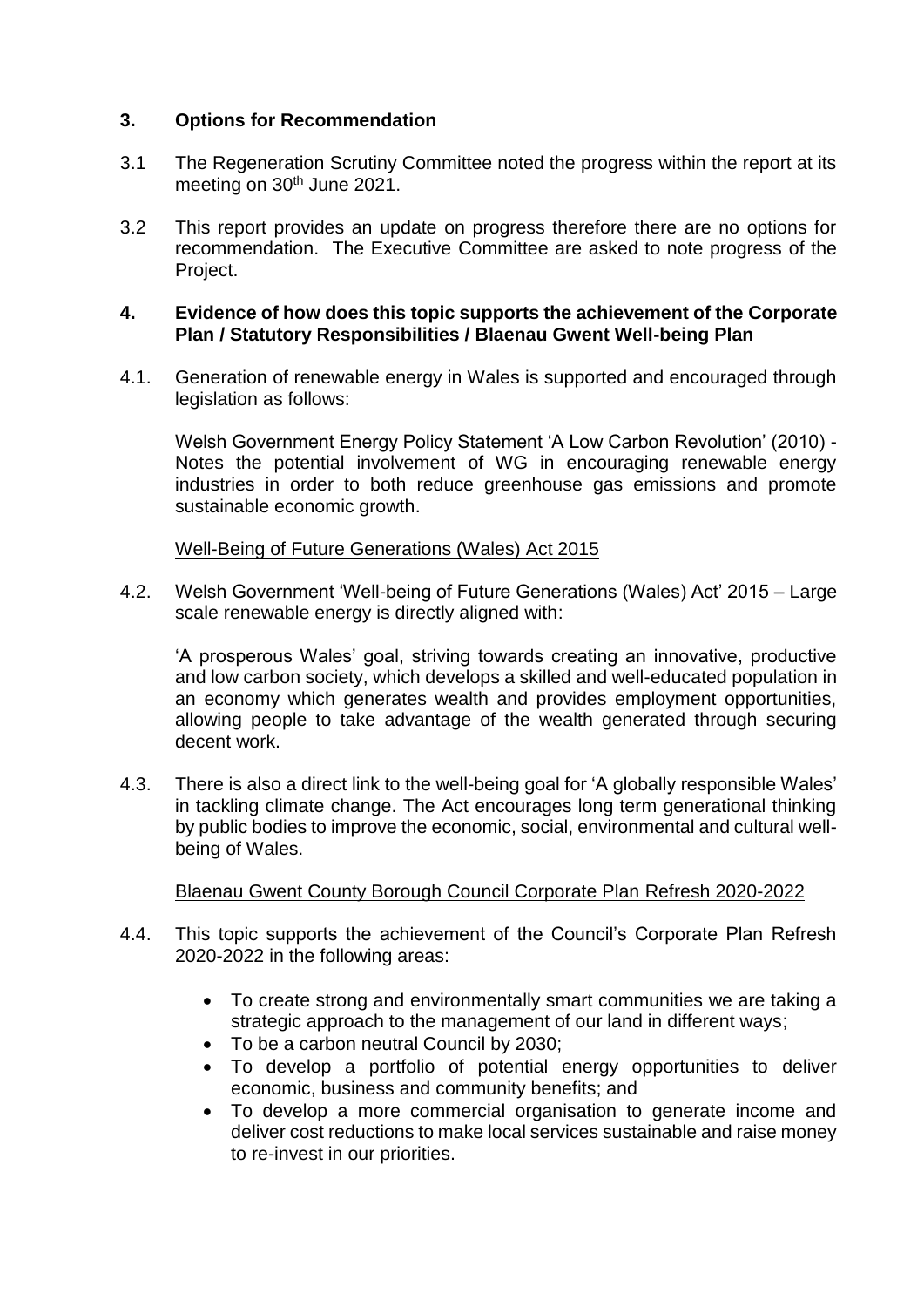## 3. Options for Recommendation

3.1 The Regeneration Scrutiny Committee noted the progress within the report at its meeting on 30th June 2021.

3.2 This report provides an update on progress therefore there are no options for recommendation. The Executive Committee are asked to note progress of the Project.

## 4. Evidence of how does this topic supports the achievement of the Corporate Plan / Statutory Responsibilities / Blaenau Gwent Well-being Plan

4.1. Generation of renewable energy in Wales is supported and encouraged through legislation as follows:

Welsh Government Energy Policy Statement 'A Low Carbon Revolution' (2010) - Notes the potential involvement of WG in encouraging renewable energy industries in order to both reduce greenhouse gas emissions and promote sustainable economic growth.

Well-Being of Future Generations (Wales) Act 2015

4.2. Welsh Government 'Well-being of Future Generations (Wales) Act' 2015 – Large scale renewable energy is directly aligned with:

'A prosperous Wales' goal, striving towards creating an innovative, productive and low carbon society, which develops a skilled and well-educated population in an economy which generates wealth and provides employment opportunities, allowing people to take advantage of the wealth generated through securing decent work.

4.3. There is also a direct link to the well-being goal for 'A globally responsible Wales' in tackling climate change. The Act encourages long term generational thinking by public bodies to improve the economic, social, environmental and cultural well-being of Wales.

Blaenau Gwent County Borough Council Corporate Plan Refresh 2020-2022

4.4. This topic supports the achievement of the Council's Corporate Plan Refresh 2020-2022 in the following areas:

- To create strong and environmentally smart communities we are taking a strategic approach to the management of our land in different ways;
- To be a carbon neutral Council by 2030;
- To develop a portfolio of potential energy opportunities to deliver economic, business and community benefits; and
- To develop a more commercial organisation to generate income and deliver cost reductions to make local services sustainable and raise money to re-invest in our priorities.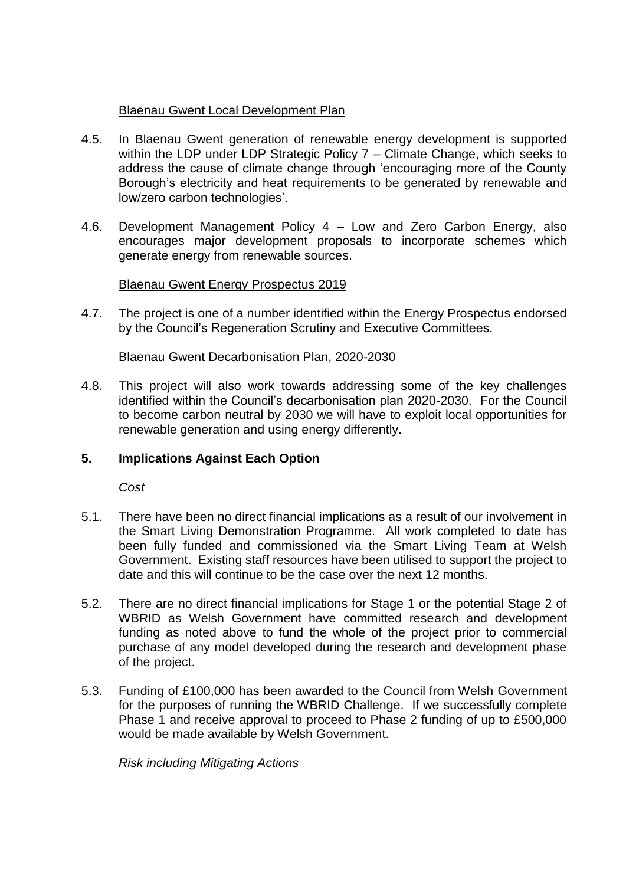Blaenau Gwent Local Development Plan

4.5. In Blaenau Gwent generation of renewable energy development is supported within the LDP under LDP Strategic Policy 7 – Climate Change, which seeks to address the cause of climate change through 'encouraging more of the County Borough's electricity and heat requirements to be generated by renewable and low/zero carbon technologies'.

4.6. Development Management Policy 4 – Low and Zero Carbon Energy, also encourages major development proposals to incorporate schemes which generate energy from renewable sources.

Blaenau Gwent Energy Prospectus 2019

4.7. The project is one of a number identified within the Energy Prospectus endorsed by the Council's Regeneration Scrutiny and Executive Committees.

Blaenau Gwent Decarbonisation Plan, 2020-2030

4.8. This project will also work towards addressing some of the key challenges identified within the Council's decarbonisation plan 2020-2030. For the Council to become carbon neutral by 2030 we will have to exploit local opportunities for renewable generation and using energy differently.

## 5. Implications Against Each Option

*Cost*

5.1. There have been no direct financial implications as a result of our involvement in the Smart Living Demonstration Programme. All work completed to date has been fully funded and commissioned via the Smart Living Team at Welsh Government. Existing staff resources have been utilised to support the project to date and this will continue to be the case over the next 12 months.

5.2. There are no direct financial implications for Stage 1 or the potential Stage 2 of WBRID as Welsh Government have committed research and development funding as noted above to fund the whole of the project prior to commercial purchase of any model developed during the research and development phase of the project.

5.3. Funding of £100,000 has been awarded to the Council from Welsh Government for the purposes of running the WBRID Challenge. If we successfully complete Phase 1 and receive approval to proceed to Phase 2 funding of up to £500,000 would be made available by Welsh Government.

*Risk including Mitigating Actions*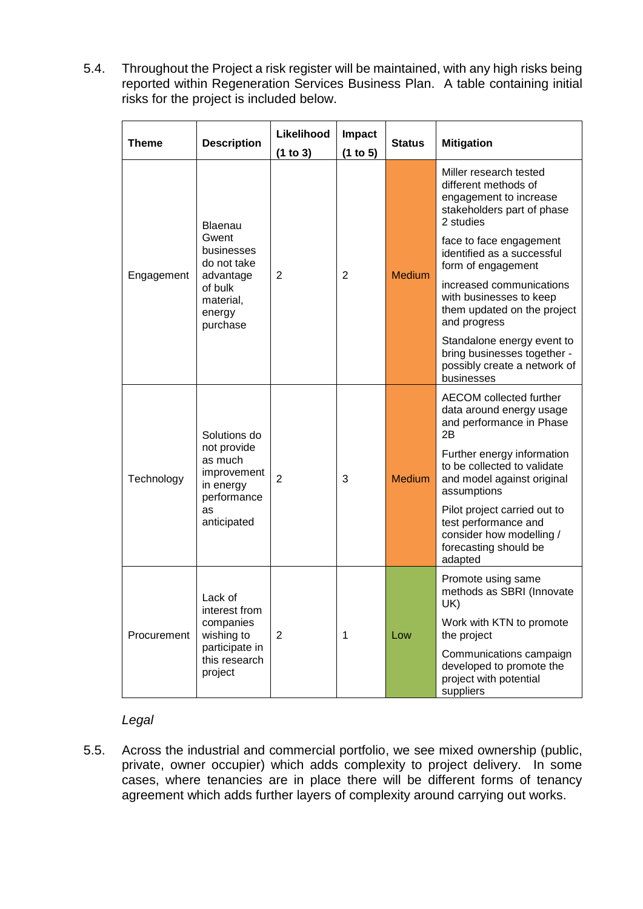5.4. Throughout the Project a risk register will be maintained, with any high risks being reported within Regeneration Services Business Plan. A table containing initial risks for the project is included below.

| Theme | Description | Likelihood (1 to 3) | Impact (1 to 5) | Status | Mitigation |
|---|---|---|---|---|---|
| Engagement | Blaenau Gwent businesses do not take advantage of bulk material, energy purchase | 2 | 2 | Medium | Miller research tested different methods of engagement to increase stakeholders part of phase 2 studies<br>face to face engagement identified as a successful form of engagement<br>increased communications with businesses to keep them updated on the project and progress<br>Standalone energy event to bring businesses together - possibly create a network of businesses |
| Technology | Solutions do not provide as much improvement in energy performance as anticipated | 2 | 3 | Medium | AECOM collected further data around energy usage and performance in Phase 2B<br>Further energy information to be collected to validate and model against original assumptions<br>Pilot project carried out to test performance and consider how modelling / forecasting should be adapted |
| Procurement | Lack of interest from companies wishing to participate in this research project | 2 | 1 | Low | Promote using same methods as SBRI (Innovate UK)<br>Work with KTN to promote the project<br>Communications campaign developed to promote the project with potential suppliers |

*Legal*

5.5. Across the industrial and commercial portfolio, we see mixed ownership (public, private, owner occupier) which adds complexity to project delivery. In some cases, where tenancies are in place there will be different forms of tenancy agreement which adds further layers of complexity around carrying out works.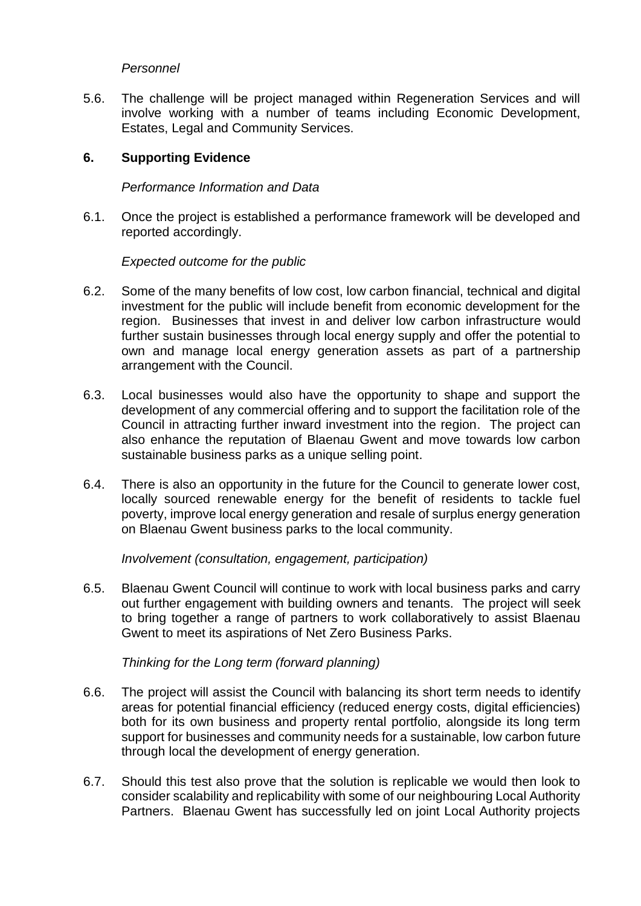*Personnel*

5.6. The challenge will be project managed within Regeneration Services and will involve working with a number of teams including Economic Development, Estates, Legal and Community Services.

## 6. Supporting Evidence

*Performance Information and Data*

6.1. Once the project is established a performance framework will be developed and reported accordingly.

*Expected outcome for the public*

6.2. Some of the many benefits of low cost, low carbon financial, technical and digital investment for the public will include benefit from economic development for the region. Businesses that invest in and deliver low carbon infrastructure would further sustain businesses through local energy supply and offer the potential to own and manage local energy generation assets as part of a partnership arrangement with the Council.

6.3. Local businesses would also have the opportunity to shape and support the development of any commercial offering and to support the facilitation role of the Council in attracting further inward investment into the region. The project can also enhance the reputation of Blaenau Gwent and move towards low carbon sustainable business parks as a unique selling point.

6.4. There is also an opportunity in the future for the Council to generate lower cost, locally sourced renewable energy for the benefit of residents to tackle fuel poverty, improve local energy generation and resale of surplus energy generation on Blaenau Gwent business parks to the local community.

*Involvement (consultation, engagement, participation)*

6.5. Blaenau Gwent Council will continue to work with local business parks and carry out further engagement with building owners and tenants. The project will seek to bring together a range of partners to work collaboratively to assist Blaenau Gwent to meet its aspirations of Net Zero Business Parks.

*Thinking for the Long term (forward planning)*

6.6. The project will assist the Council with balancing its short term needs to identify areas for potential financial efficiency (reduced energy costs, digital efficiencies) both for its own business and property rental portfolio, alongside its long term support for businesses and community needs for a sustainable, low carbon future through local the development of energy generation.

6.7. Should this test also prove that the solution is replicable we would then look to consider scalability and replicability with some of our neighbouring Local Authority Partners. Blaenau Gwent has successfully led on joint Local Authority projects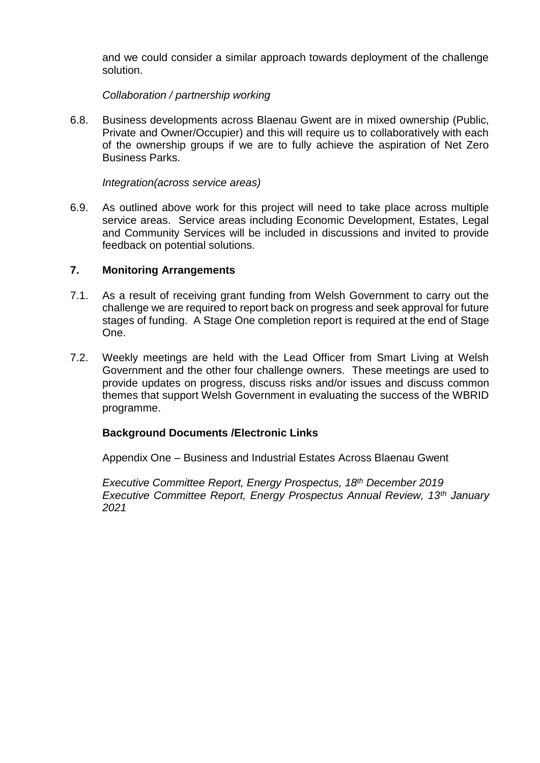and we could consider a similar approach towards deployment of the challenge solution.

*Collaboration / partnership working*

6.8. Business developments across Blaenau Gwent are in mixed ownership (Public, Private and Owner/Occupier) and this will require us to collaboratively with each of the ownership groups if we are to fully achieve the aspiration of Net Zero Business Parks.

*Integration(across service areas)*

6.9. As outlined above work for this project will need to take place across multiple service areas. Service areas including Economic Development, Estates, Legal and Community Services will be included in discussions and invited to provide feedback on potential solutions.

## 7. Monitoring Arrangements

7.1. As a result of receiving grant funding from Welsh Government to carry out the challenge we are required to report back on progress and seek approval for future stages of funding. A Stage One completion report is required at the end of Stage One.

7.2. Weekly meetings are held with the Lead Officer from Smart Living at Welsh Government and the other four challenge owners. These meetings are used to provide updates on progress, discuss risks and/or issues and discuss common themes that support Welsh Government in evaluating the success of the WBRID programme.

**Background Documents /Electronic Links**

Appendix One – Business and Industrial Estates Across Blaenau Gwent

*Executive Committee Report, Energy Prospectus, 18th December 2019*
*Executive Committee Report, Energy Prospectus Annual Review, 13th January 2021*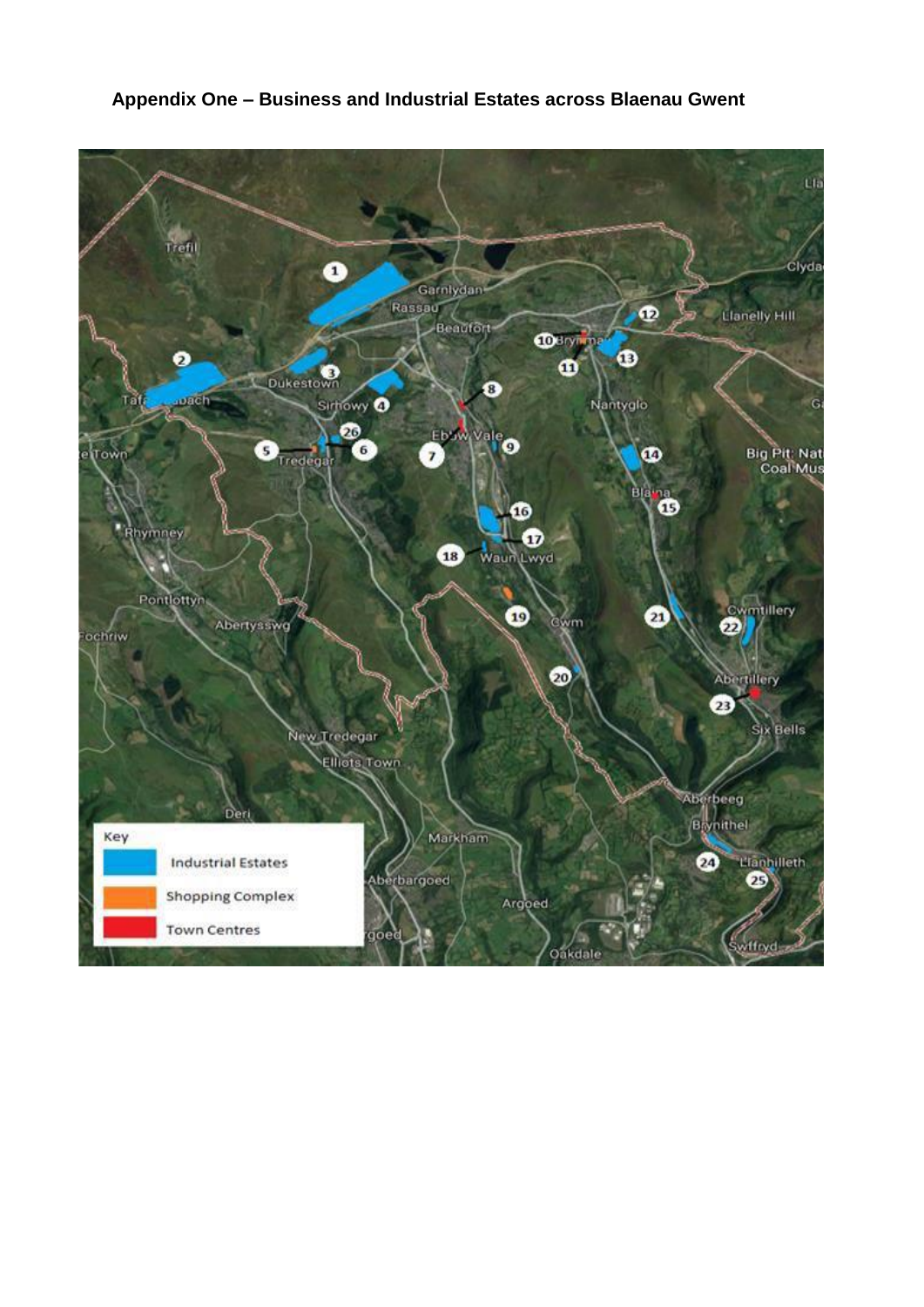**Appendix One – Business and Industrial Estates across Blaenau Gwent**

Key

Industrial Estates

Shopping Complex

Town Centres